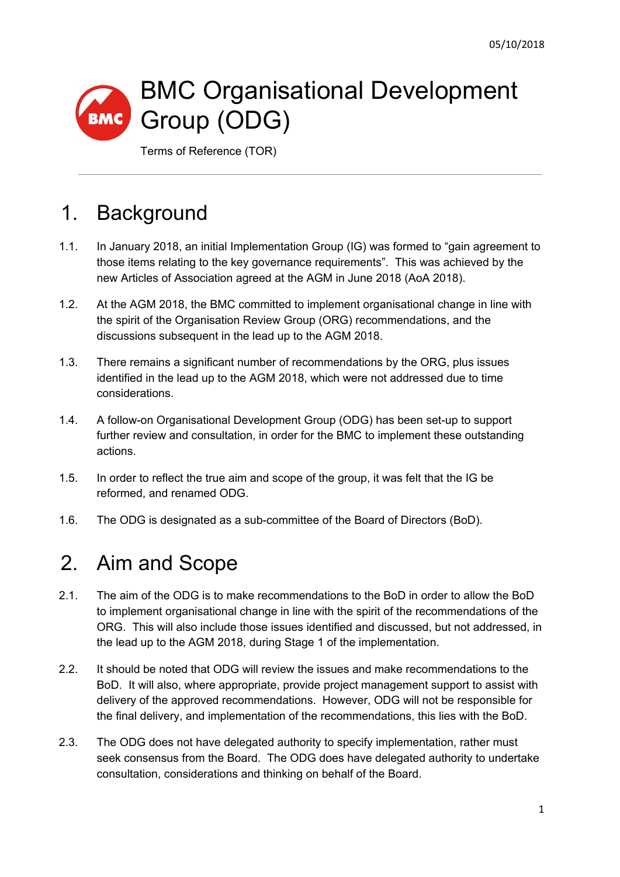05/10/2018

# BMC Organisational Development Group (ODG)

Terms of Reference (TOR)

## 1. Background

1.1. In January 2018, an initial Implementation Group (IG) was formed to "gain agreement to those items relating to the key governance requirements". This was achieved by the new Articles of Association agreed at the AGM in June 2018 (AoA 2018).

1.2. At the AGM 2018, the BMC committed to implement organisational change in line with the spirit of the Organisation Review Group (ORG) recommendations, and the discussions subsequent in the lead up to the AGM 2018.

1.3. There remains a significant number of recommendations by the ORG, plus issues identified in the lead up to the AGM 2018, which were not addressed due to time considerations.

1.4. A follow-on Organisational Development Group (ODG) has been set-up to support further review and consultation, in order for the BMC to implement these outstanding actions.

1.5. In order to reflect the true aim and scope of the group, it was felt that the IG be reformed, and renamed ODG.

1.6. The ODG is designated as a sub-committee of the Board of Directors (BoD).

## 2. Aim and Scope

2.1. The aim of the ODG is to make recommendations to the BoD in order to allow the BoD to implement organisational change in line with the spirit of the recommendations of the ORG. This will also include those issues identified and discussed, but not addressed, in the lead up to the AGM 2018, during Stage 1 of the implementation.

2.2. It should be noted that ODG will review the issues and make recommendations to the BoD. It will also, where appropriate, provide project management support to assist with delivery of the approved recommendations. However, ODG will not be responsible for the final delivery, and implementation of the recommendations, this lies with the BoD.

2.3. The ODG does not have delegated authority to specify implementation, rather must seek consensus from the Board. The ODG does have delegated authority to undertake consultation, considerations and thinking on behalf of the Board.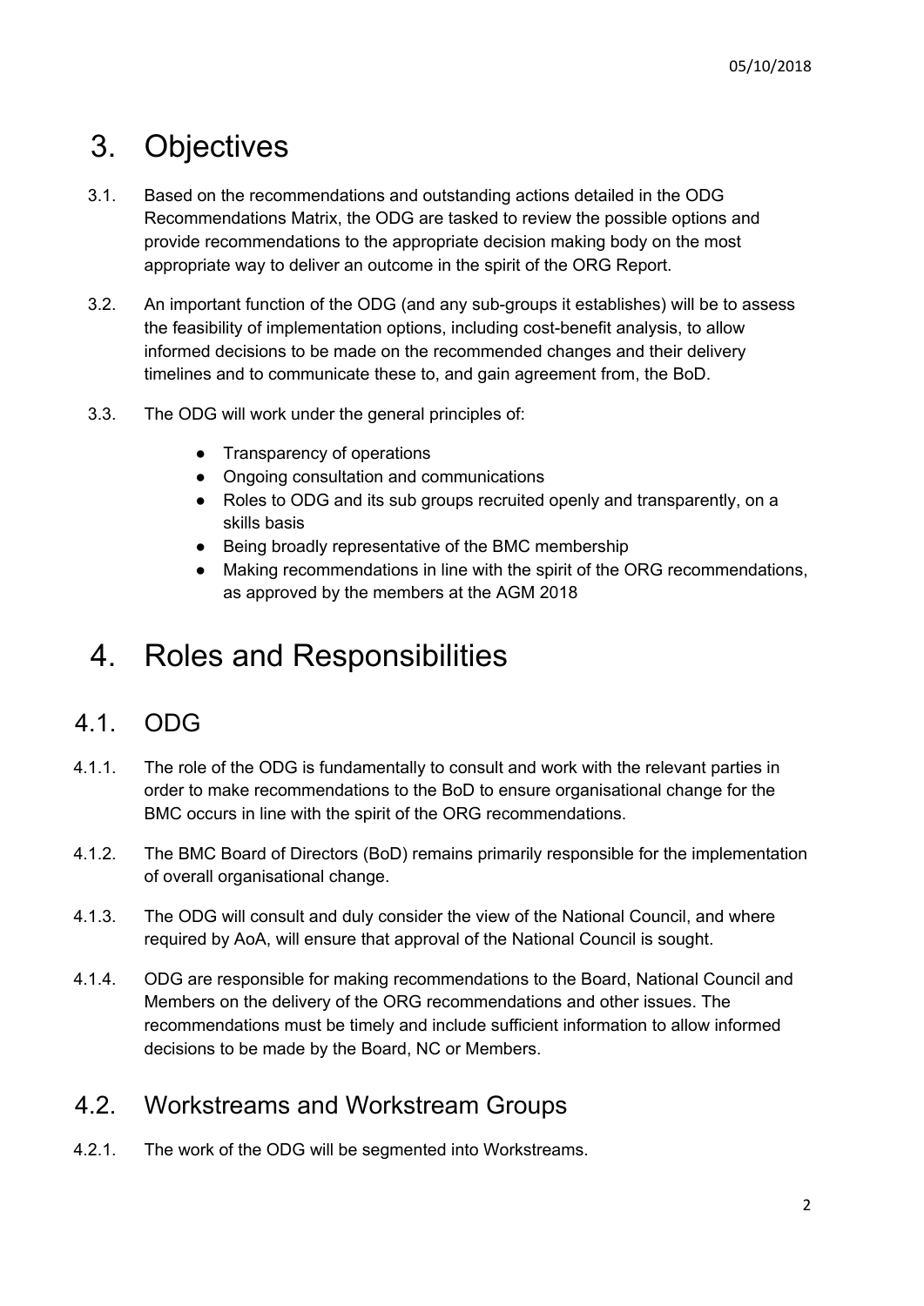# 3. Objectives

3.1. Based on the recommendations and outstanding actions detailed in the ODG Recommendations Matrix, the ODG are tasked to review the possible options and provide recommendations to the appropriate decision making body on the most appropriate way to deliver an outcome in the spirit of the ORG Report.

3.2. An important function of the ODG (and any sub-groups it establishes) will be to assess the feasibility of implementation options, including cost-benefit analysis, to allow informed decisions to be made on the recommended changes and their delivery timelines and to communicate these to, and gain agreement from, the BoD.

3.3. The ODG will work under the general principles of:

- Transparency of operations
- Ongoing consultation and communications
- Roles to ODG and its sub groups recruited openly and transparently, on a skills basis
- Being broadly representative of the BMC membership
- Making recommendations in line with the spirit of the ORG recommendations, as approved by the members at the AGM 2018

# 4. Roles and Responsibilities

## 4.1. ODG

4.1.1. The role of the ODG is fundamentally to consult and work with the relevant parties in order to make recommendations to the BoD to ensure organisational change for the BMC occurs in line with the spirit of the ORG recommendations.

4.1.2. The BMC Board of Directors (BoD) remains primarily responsible for the implementation of overall organisational change.

4.1.3. The ODG will consult and duly consider the view of the National Council, and where required by AoA, will ensure that approval of the National Council is sought.

4.1.4. ODG are responsible for making recommendations to the Board, National Council and Members on the delivery of the ORG recommendations and other issues. The recommendations must be timely and include sufficient information to allow informed decisions to be made by the Board, NC or Members.

## 4.2. Workstreams and Workstream Groups

4.2.1. The work of the ODG will be segmented into Workstreams.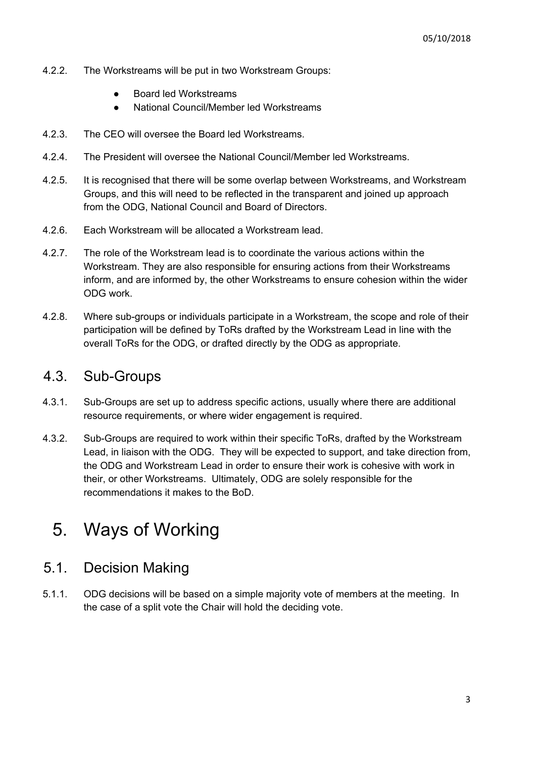4.2.2. The Workstreams will be put in two Workstream Groups:

- Board led Workstreams
- National Council/Member led Workstreams

4.2.3. The CEO will oversee the Board led Workstreams.

4.2.4. The President will oversee the National Council/Member led Workstreams.

4.2.5. It is recognised that there will be some overlap between Workstreams, and Workstream Groups, and this will need to be reflected in the transparent and joined up approach from the ODG, National Council and Board of Directors.

4.2.6. Each Workstream will be allocated a Workstream lead.

4.2.7. The role of the Workstream lead is to coordinate the various actions within the Workstream. They are also responsible for ensuring actions from their Workstreams inform, and are informed by, the other Workstreams to ensure cohesion within the wider ODG work.

4.2.8. Where sub-groups or individuals participate in a Workstream, the scope and role of their participation will be defined by ToRs drafted by the Workstream Lead in line with the overall ToRs for the ODG, or drafted directly by the ODG as appropriate.

## 4.3. Sub-Groups

4.3.1. Sub-Groups are set up to address specific actions, usually where there are additional resource requirements, or where wider engagement is required.

4.3.2. Sub-Groups are required to work within their specific ToRs, drafted by the Workstream Lead, in liaison with the ODG. They will be expected to support, and take direction from, the ODG and Workstream Lead in order to ensure their work is cohesive with work in their, or other Workstreams. Ultimately, ODG are solely responsible for the recommendations it makes to the BoD.

# 5. Ways of Working

## 5.1. Decision Making

5.1.1. ODG decisions will be based on a simple majority vote of members at the meeting. In the case of a split vote the Chair will hold the deciding vote.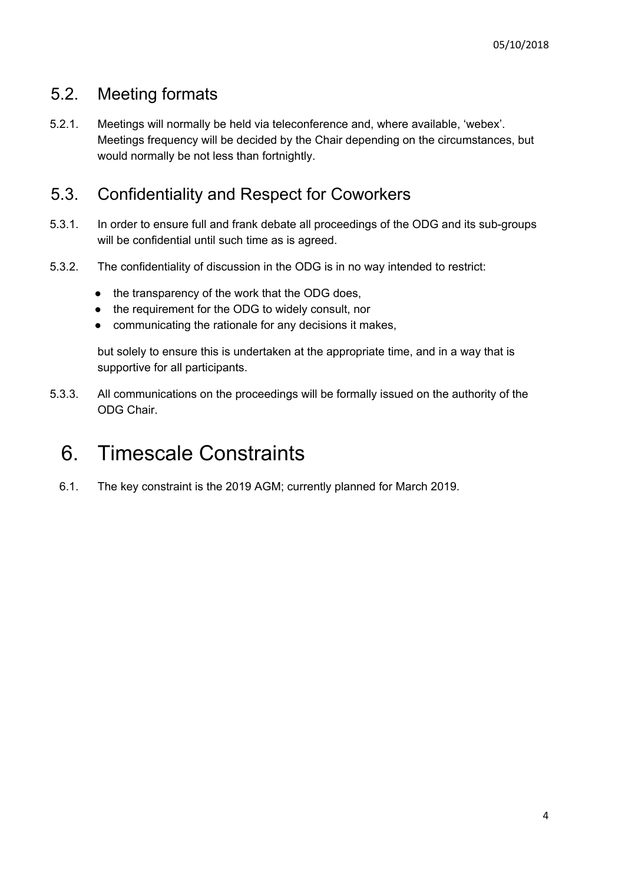## 5.2. Meeting formats

5.2.1. Meetings will normally be held via teleconference and, where available, 'webex'. Meetings frequency will be decided by the Chair depending on the circumstances, but would normally be not less than fortnightly.

## 5.3. Confidentiality and Respect for Coworkers

5.3.1. In order to ensure full and frank debate all proceedings of the ODG and its sub-groups will be confidential until such time as is agreed.

5.3.2. The confidentiality of discussion in the ODG is in no way intended to restrict:

- the transparency of the work that the ODG does,
- the requirement for the ODG to widely consult, nor
- communicating the rationale for any decisions it makes,

but solely to ensure this is undertaken at the appropriate time, and in a way that is supportive for all participants.

5.3.3. All communications on the proceedings will be formally issued on the authority of the ODG Chair.

# 6. Timescale Constraints

6.1. The key constraint is the 2019 AGM; currently planned for March 2019.